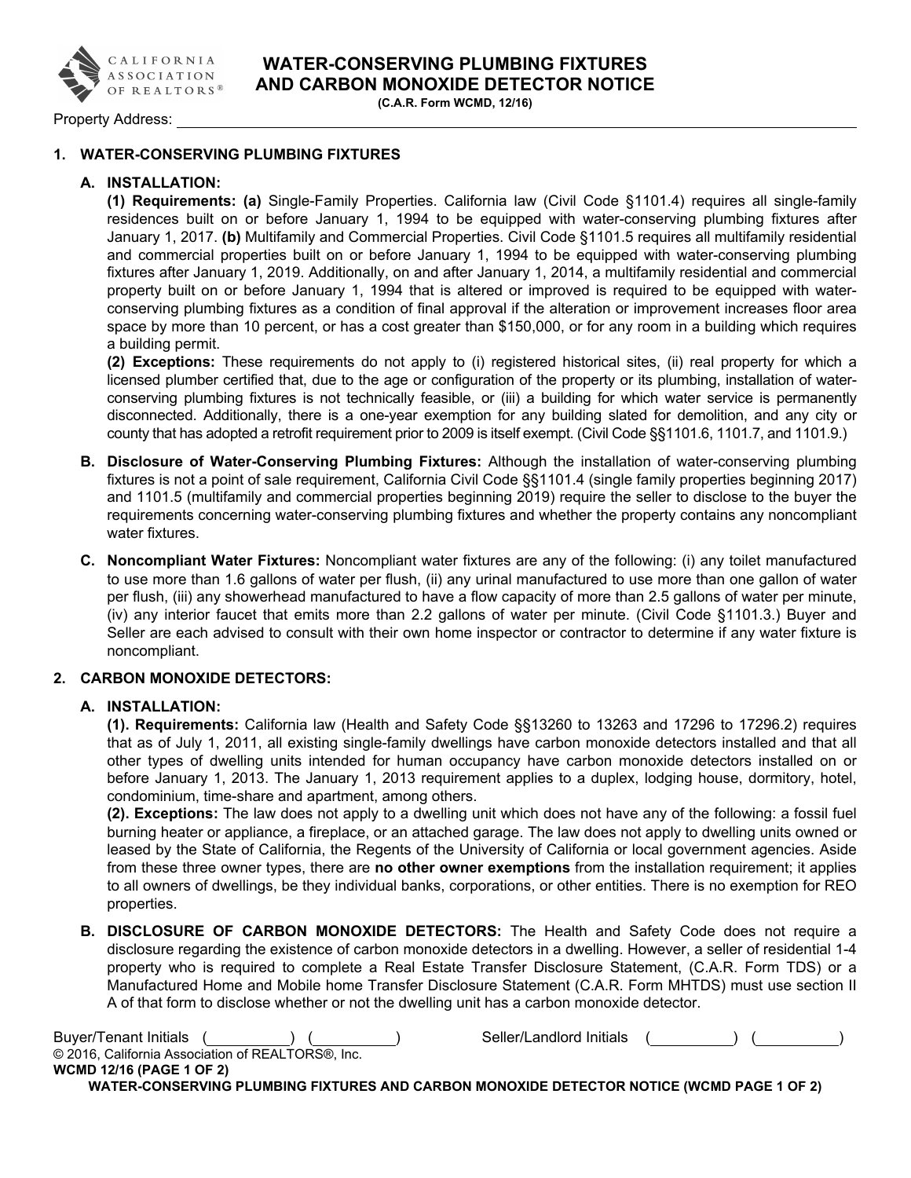# WATER-CONSERVING PLUMBING FIXTURES AND CARBON MONOXIDE DETECTOR NOTICE

**(C.A.R. Form WCMD, 12/16)**

Property Address: ______________________________________________

## 1. WATER-CONSERVING PLUMBING FIXTURES

### A. INSTALLATION:

**(1) Requirements: (a)** Single-Family Properties. California law (Civil Code §1101.4) requires all single-family residences built on or before January 1, 1994 to be equipped with water-conserving plumbing fixtures after January 1, 2017. **(b)** Multifamily and Commercial Properties. Civil Code §1101.5 requires all multifamily residential and commercial properties built on or before January 1, 1994 to be equipped with water-conserving plumbing fixtures after January 1, 2019. Additionally, on and after January 1, 2014, a multifamily residential and commercial property built on or before January 1, 1994 that is altered or improved is required to be equipped with water-conserving plumbing fixtures as a condition of final approval if the alteration or improvement increases floor area space by more than 10 percent, or has a cost greater than $150,000, or for any room in a building which requires a building permit.

**(2) Exceptions:** These requirements do not apply to (i) registered historical sites, (ii) real property for which a licensed plumber certified that, due to the age or configuration of the property or its plumbing, installation of water-conserving plumbing fixtures is not technically feasible, or (iii) a building for which water service is permanently disconnected. Additionally, there is a one-year exemption for any building slated for demolition, and any city or county that has adopted a retrofit requirement prior to 2009 is itself exempt. (Civil Code §§1101.6, 1101.7, and 1101.9.)

**B. Disclosure of Water-Conserving Plumbing Fixtures:** Although the installation of water-conserving plumbing fixtures is not a point of sale requirement, California Civil Code §§1101.4 (single family properties beginning 2017) and 1101.5 (multifamily and commercial properties beginning 2019) require the seller to disclose to the buyer the requirements concerning water-conserving plumbing fixtures and whether the property contains any noncompliant water fixtures.

**C. Noncompliant Water Fixtures:** Noncompliant water fixtures are any of the following: (i) any toilet manufactured to use more than 1.6 gallons of water per flush, (ii) any urinal manufactured to use more than one gallon of water per flush, (iii) any showerhead manufactured to have a flow capacity of more than 2.5 gallons of water per minute, (iv) any interior faucet that emits more than 2.2 gallons of water per minute. (Civil Code §1101.3.) Buyer and Seller are each advised to consult with their own home inspector or contractor to determine if any water fixture is noncompliant.

## 2. CARBON MONOXIDE DETECTORS:

### A. INSTALLATION:

**(1). Requirements:** California law (Health and Safety Code §§13260 to 13263 and 17296 to 17296.2) requires that as of July 1, 2011, all existing single-family dwellings have carbon monoxide detectors installed and that all other types of dwelling units intended for human occupancy have carbon monoxide detectors installed on or before January 1, 2013. The January 1, 2013 requirement applies to a duplex, lodging house, dormitory, hotel, condominium, time-share and apartment, among others.

**(2). Exceptions:** The law does not apply to a dwelling unit which does not have any of the following: a fossil fuel burning heater or appliance, a fireplace, or an attached garage. The law does not apply to dwelling units owned or leased by the State of California, the Regents of the University of California or local government agencies. Aside from these three owner types, there are **no other owner exemptions** from the installation requirement; it applies to all owners of dwellings, be they individual banks, corporations, or other entities. There is no exemption for REO properties.

**B. DISCLOSURE OF CARBON MONOXIDE DETECTORS:** The Health and Safety Code does not require a disclosure regarding the existence of carbon monoxide detectors in a dwelling. However, a seller of residential 1-4 property who is required to complete a Real Estate Transfer Disclosure Statement, (C.A.R. Form TDS) or a Manufactured Home and Mobile home Transfer Disclosure Statement (C.A.R. Form MHTDS) must use section II A of that form to disclose whether or not the dwelling unit has a carbon monoxide detector.

Buyer/Tenant Initials (__________) (__________) Seller/Landlord Initials (__________) (__________)

© 2016, California Association of REALTORS®, Inc.

**WCMD 12/16 (PAGE 1 OF 2)**

**WATER-CONSERVING PLUMBING FIXTURES AND CARBON MONOXIDE DETECTOR NOTICE (WCMD PAGE 1 OF 2)**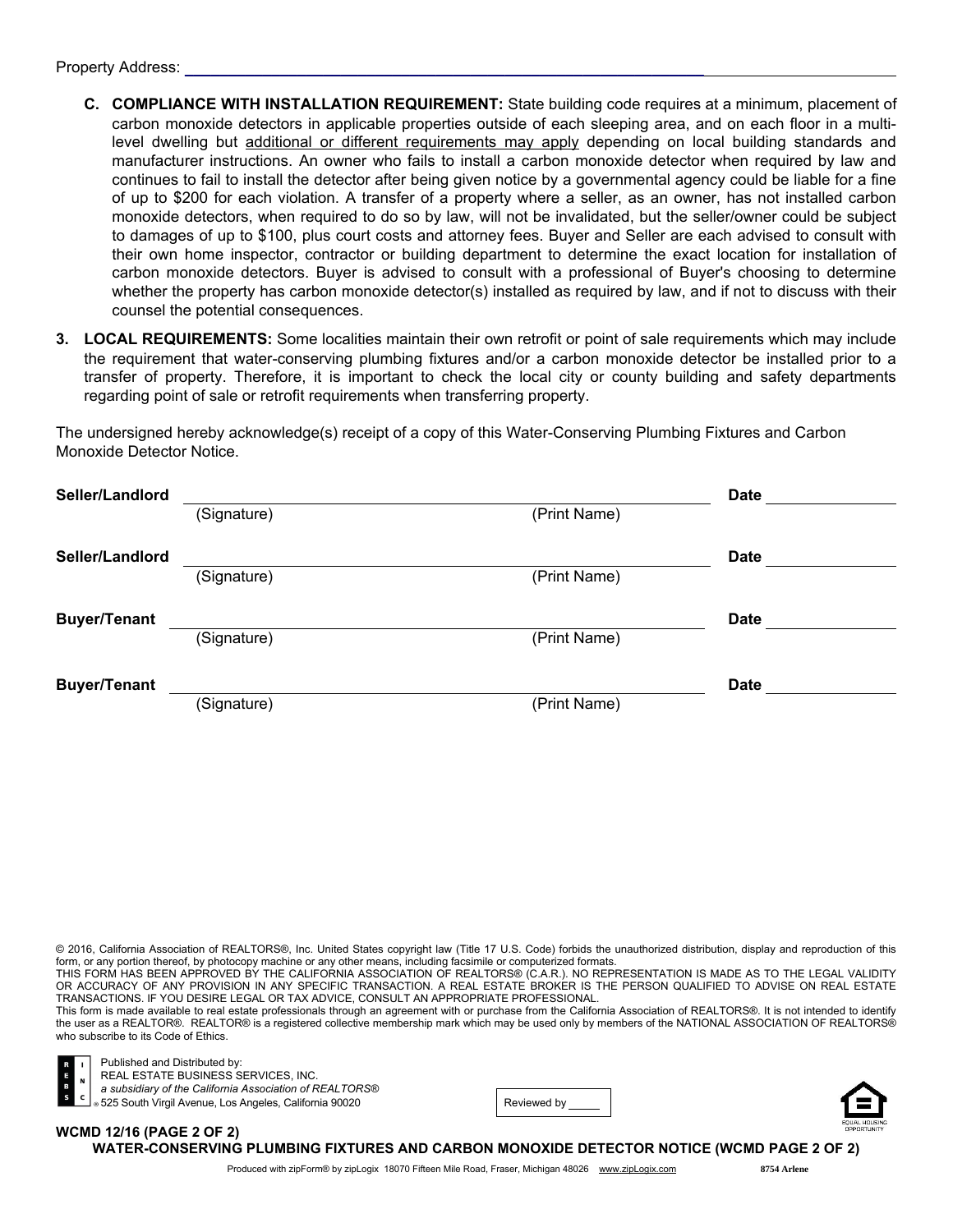Property Address: ______________________________________________

**C. COMPLIANCE WITH INSTALLATION REQUIREMENT:** State building code requires at a minimum, placement of carbon monoxide detectors in applicable properties outside of each sleeping area, and on each floor in a multi-level dwelling but <u>additional or different requirements may apply</u> depending on local building standards and manufacturer instructions. An owner who fails to install a carbon monoxide detector when required by law and continues to fail to install the detector after being given notice by a governmental agency could be liable for a fine of up to $200 for each violation. A transfer of a property where a seller, as an owner, has not installed carbon monoxide detectors, when required to do so by law, will not be invalidated, but the seller/owner could be subject to damages of up to $100, plus court costs and attorney fees. Buyer and Seller are each advised to consult with their own home inspector, contractor or building department to determine the exact location for installation of carbon monoxide detectors. Buyer is advised to consult with a professional of Buyer's choosing to determine whether the property has carbon monoxide detector(s) installed as required by law, and if not to discuss with their counsel the potential consequences.

**3. LOCAL REQUIREMENTS:** Some localities maintain their own retrofit or point of sale requirements which may include the requirement that water-conserving plumbing fixtures and/or a carbon monoxide detector be installed prior to a transfer of property. Therefore, it is important to check the local city or county building and safety departments regarding point of sale or retrofit requirements when transferring property.

The undersigned hereby acknowledge(s) receipt of a copy of this Water-Conserving Plumbing Fixtures and Carbon Monoxide Detector Notice.

**Seller/Landlord** ______________________________________________ **Date** ______________
(Signature) (Print Name)

**Seller/Landlord** ______________________________________________ **Date** ______________
(Signature) (Print Name)

**Buyer/Tenant** ______________________________________________ **Date** ______________
(Signature) (Print Name)

**Buyer/Tenant** ______________________________________________ **Date** ______________
(Signature) (Print Name)

© 2016, California Association of REALTORS®, Inc. United States copyright law (Title 17 U.S. Code) forbids the unauthorized distribution, display and reproduction of this form, or any portion thereof, by photocopy machine or any other means, including facsimile or computerized formats.
THIS FORM HAS BEEN APPROVED BY THE CALIFORNIA ASSOCIATION OF REALTORS® (C.A.R.). NO REPRESENTATION IS MADE AS TO THE LEGAL VALIDITY OR ACCURACY OF ANY PROVISION IN ANY SPECIFIC TRANSACTION. A REAL ESTATE BROKER IS THE PERSON QUALIFIED TO ADVISE ON REAL ESTATE TRANSACTIONS. IF YOU DESIRE LEGAL OR TAX ADVICE, CONSULT AN APPROPRIATE PROFESSIONAL.
This form is made available to real estate professionals through an agreement with or purchase from the California Association of REALTORS®. It is not intended to identify the user as a REALTOR®. REALTOR® is a registered collective membership mark which may be used only by members of the NATIONAL ASSOCIATION OF REALTORS® who subscribe to its Code of Ethics.

Published and Distributed by:
REAL ESTATE BUSINESS SERVICES, INC.
*a subsidiary of the California Association of REALTORS®*
525 South Virgil Avenue, Los Angeles, California 90020

Reviewed by _____

**WCMD 12/16 (PAGE 2 OF 2)**
**WATER-CONSERVING PLUMBING FIXTURES AND CARBON MONOXIDE DETECTOR NOTICE (WCMD PAGE 2 OF 2)**

Produced with zipForm® by zipLogix 18070 Fifteen Mile Road, Fraser, Michigan 48026 www.zipLogix.com 8754 Arlene